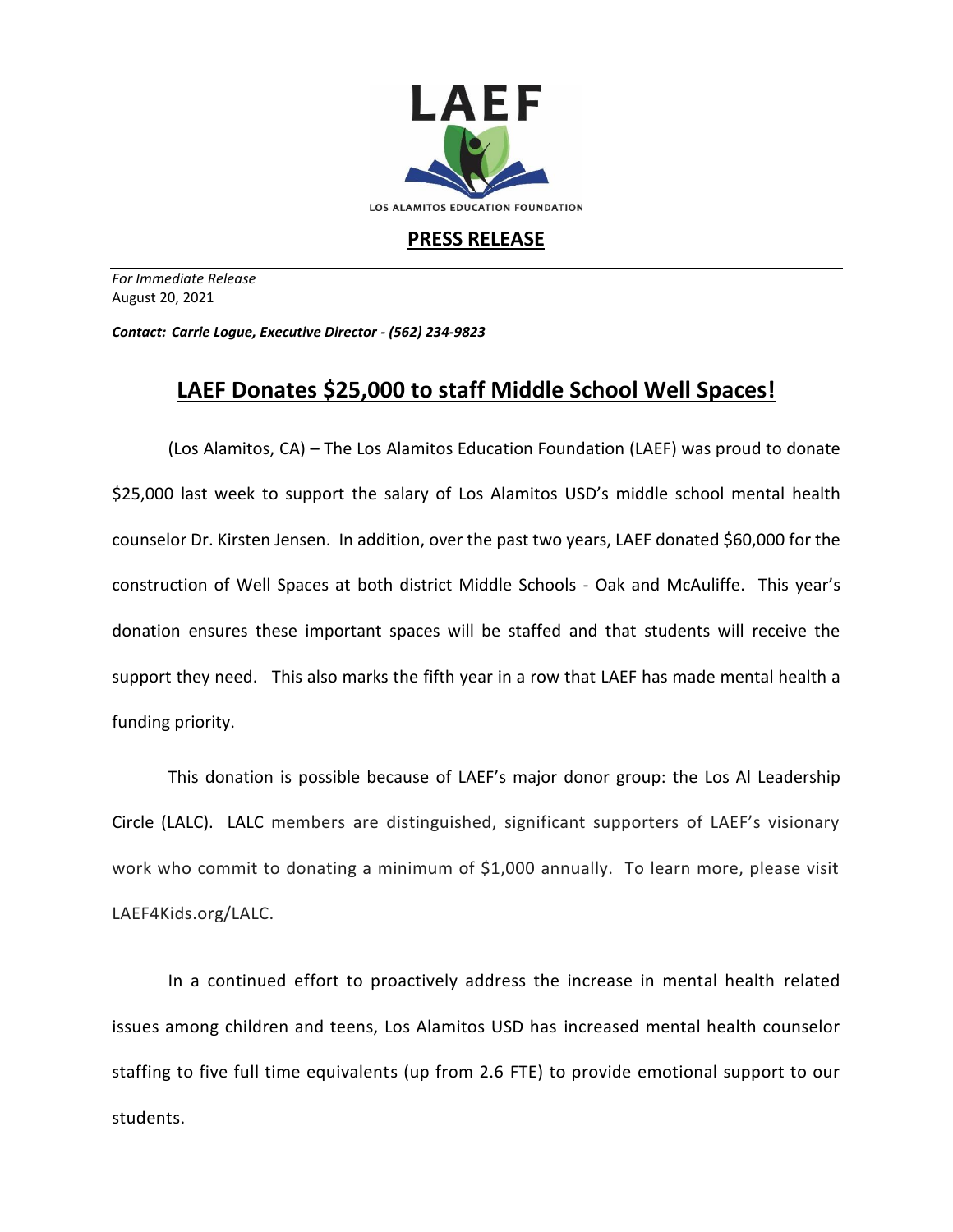LAEF

LOS ALAMITOS EDUCATION FOUNDATION

**PRESS RELEASE**

*For Immediate Release*
August 20, 2021

***Contact: Carrie Logue, Executive Director - (562) 234-9823***

# LAEF Donates $25,000 to staff Middle School Well Spaces!

(Los Alamitos, CA) – The Los Alamitos Education Foundation (LAEF) was proud to donate $25,000 last week to support the salary of Los Alamitos USD's middle school mental health counselor Dr. Kirsten Jensen. In addition, over the past two years, LAEF donated $60,000 for the construction of Well Spaces at both district Middle Schools - Oak and McAuliffe. This year's donation ensures these important spaces will be staffed and that students will receive the support they need. This also marks the fifth year in a row that LAEF has made mental health a funding priority.

This donation is possible because of LAEF's major donor group: the Los Al Leadership Circle (LALC). LALC members are distinguished, significant supporters of LAEF's visionary work who commit to donating a minimum of $1,000 annually. To learn more, please visit LAEF4Kids.org/LALC.

In a continued effort to proactively address the increase in mental health related issues among children and teens, Los Alamitos USD has increased mental health counselor staffing to five full time equivalents (up from 2.6 FTE) to provide emotional support to our students.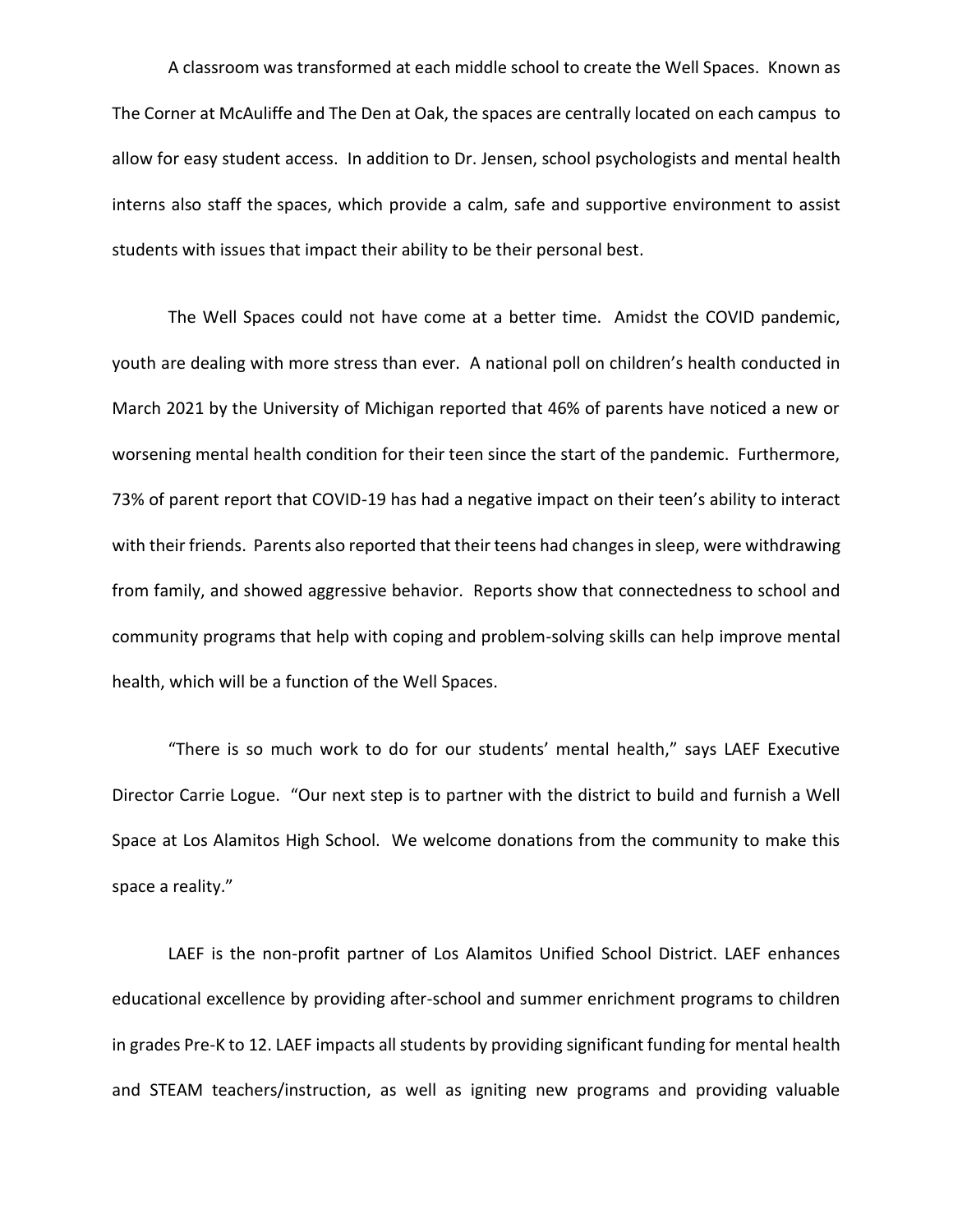A classroom was transformed at each middle school to create the Well Spaces. Known as The Corner at McAuliffe and The Den at Oak, the spaces are centrally located on each campus to allow for easy student access. In addition to Dr. Jensen, school psychologists and mental health interns also staff the spaces, which provide a calm, safe and supportive environment to assist students with issues that impact their ability to be their personal best.

The Well Spaces could not have come at a better time. Amidst the COVID pandemic, youth are dealing with more stress than ever. A national poll on children's health conducted in March 2021 by the University of Michigan reported that 46% of parents have noticed a new or worsening mental health condition for their teen since the start of the pandemic. Furthermore, 73% of parent report that COVID-19 has had a negative impact on their teen's ability to interact with their friends. Parents also reported that their teens had changes in sleep, were withdrawing from family, and showed aggressive behavior. Reports show that connectedness to school and community programs that help with coping and problem-solving skills can help improve mental health, which will be a function of the Well Spaces.

"There is so much work to do for our students' mental health," says LAEF Executive Director Carrie Logue. "Our next step is to partner with the district to build and furnish a Well Space at Los Alamitos High School. We welcome donations from the community to make this space a reality."

LAEF is the non-profit partner of Los Alamitos Unified School District. LAEF enhances educational excellence by providing after-school and summer enrichment programs to children in grades Pre-K to 12. LAEF impacts all students by providing significant funding for mental health and STEAM teachers/instruction, as well as igniting new programs and providing valuable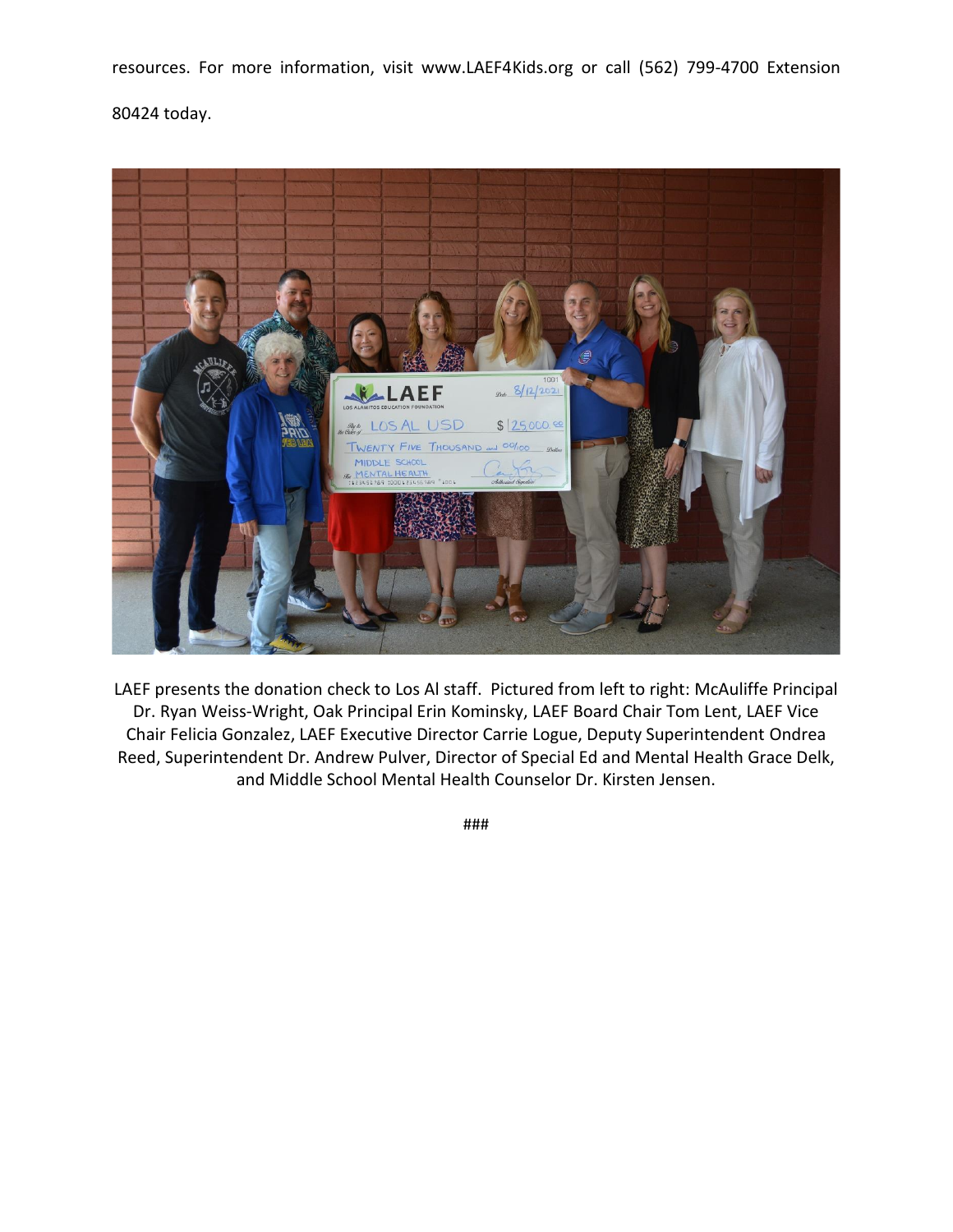resources. For more information, visit www.LAEF4Kids.org or call (562) 799-4700 Extension 80424 today.

LAEF presents the donation check to Los Al staff. Pictured from left to right: McAuliffe Principal Dr. Ryan Weiss-Wright, Oak Principal Erin Kominsky, LAEF Board Chair Tom Lent, LAEF Vice Chair Felicia Gonzalez, LAEF Executive Director Carrie Logue, Deputy Superintendent Ondrea Reed, Superintendent Dr. Andrew Pulver, Director of Special Ed and Mental Health Grace Delk, and Middle School Mental Health Counselor Dr. Kirsten Jensen.

###